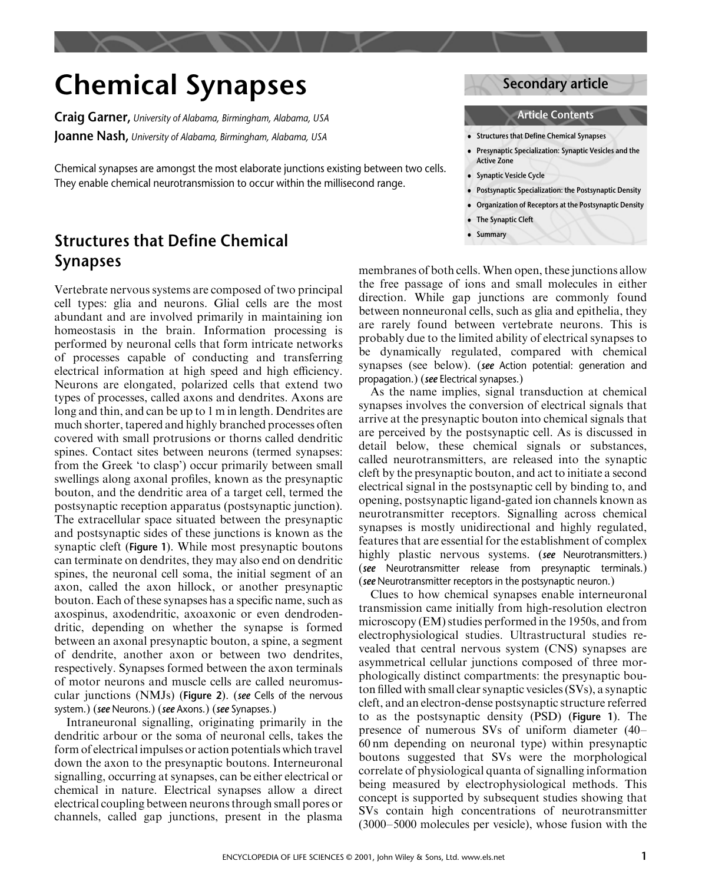# Chemical Synapses

**Craig Garner,** *University of Alabama, Birmingham, Alabama, USA*

**Joanne Nash,** *University of Alabama, Birmingham, Alabama, USA*

Chemical synapses are amongst the most elaborate junctions existing between two cells. They enable chemical neurotransmission to occur within the millisecond range.

**Secondary article**

**Article Contents**

- Structures that Define Chemical Synapses
- Presynaptic Specialization: Synaptic Vesicles and the Active Zone
- Synaptic Vesicle Cycle
- Postsynaptic Specialization: the Postsynaptic Density
- Organization of Receptors at the Postsynaptic Density
- The Synaptic Cleft
- Summary

## Structures that Define Chemical Synapses

Vertebrate nervous systems are composed of two principal cell types: glia and neurons. Glial cells are the most abundant and are involved primarily in maintaining ion homeostasis in the brain. Information processing is performed by neuronal cells that form intricate networks of processes capable of conducting and transferring electrical information at high speed and high efficiency. Neurons are elongated, polarized cells that extend two types of processes, called axons and dendrites. Axons are long and thin, and can be up to 1 m in length. Dendrites are much shorter, tapered and highly branched processes often covered with small protrusions or thorns called dendritic spines. Contact sites between neurons (termed synapses: from the Greek 'to clasp') occur primarily between small swellings along axonal profiles, known as the presynaptic bouton, and the dendritic area of a target cell, termed the postsynaptic reception apparatus (postsynaptic junction). The extracellular space situated between the presynaptic and postsynaptic sides of these junctions is known as the synaptic cleft (**Figure 1**). While most presynaptic boutons can terminate on dendrites, they may also end on dendritic spines, the neuronal cell soma, the initial segment of an axon, called the axon hillock, or another presynaptic bouton. Each of these synapses has a specific name, such as axospinus, axodendritic, axoaxonic or even dendrodendritic, depending on whether the synapse is formed between an axonal presynaptic bouton, a spine, a segment of dendrite, another axon or between two dendrites, respectively. Synapses formed between the axon terminals of motor neurons and muscle cells are called neuromuscular junctions (NMJs) (**Figure 2**). (***see*** Cells of the nervous system.) (***see*** Neurons.) (***see*** Axons.) (***see*** Synapses.)

Intraneuronal signalling, originating primarily in the dendritic arbour or the soma of neuronal cells, takes the form of electrical impulses or action potentials which travel down the axon to the presynaptic boutons. Interneuronal signalling, occurring at synapses, can be either electrical or chemical in nature. Electrical synapses allow a direct electrical coupling between neurons through small pores or channels, called gap junctions, present in the plasma membranes of both cells. When open, these junctions allow the free passage of ions and small molecules in either direction. While gap junctions are commonly found between nonneuronal cells, such as glia and epithelia, they are rarely found between vertebrate neurons. This is probably due to the limited ability of electrical synapses to be dynamically regulated, compared with chemical synapses (see below). (***see*** Action potential: generation and propagation.) (***see*** Electrical synapses.)

As the name implies, signal transduction at chemical synapses involves the conversion of electrical signals that arrive at the presynaptic bouton into chemical signals that are perceived by the postsynaptic cell. As is discussed in detail below, these chemical signals or substances, called neurotransmitters, are released into the synaptic cleft by the presynaptic bouton, and act to initiate a second electrical signal in the postsynaptic cell by binding to, and opening, postsynaptic ligand-gated ion channels known as neurotransmitter receptors. Signalling across chemical synapses is mostly unidirectional and highly regulated, features that are essential for the establishment of complex highly plastic nervous systems. (***see*** Neurotransmitters.) (***see*** Neurotransmitter release from presynaptic terminals.) (***see*** Neurotransmitter receptors in the postsynaptic neuron.)

Clues to how chemical synapses enable interneuronal transmission came initially from high-resolution electron microscopy (EM) studies performed in the 1950s, and from electrophysiological studies. Ultrastructural studies revealed that central nervous system (CNS) synapses are asymmetrical cellular junctions composed of three morphologically distinct compartments: the presynaptic bouton filled with small clear synaptic vesicles (SVs), a synaptic cleft, and an electron-dense postsynaptic structure referred to as the postsynaptic density (PSD) (**Figure 1**). The presence of numerous SVs of uniform diameter (40–60 nm depending on neuronal type) within presynaptic boutons suggested that SVs were the morphological correlate of physiological quanta of signalling information being measured by electrophysiological methods. This concept is supported by subsequent studies showing that SVs contain high concentrations of neurotransmitter (3000–5000 molecules per vesicle), whose fusion with the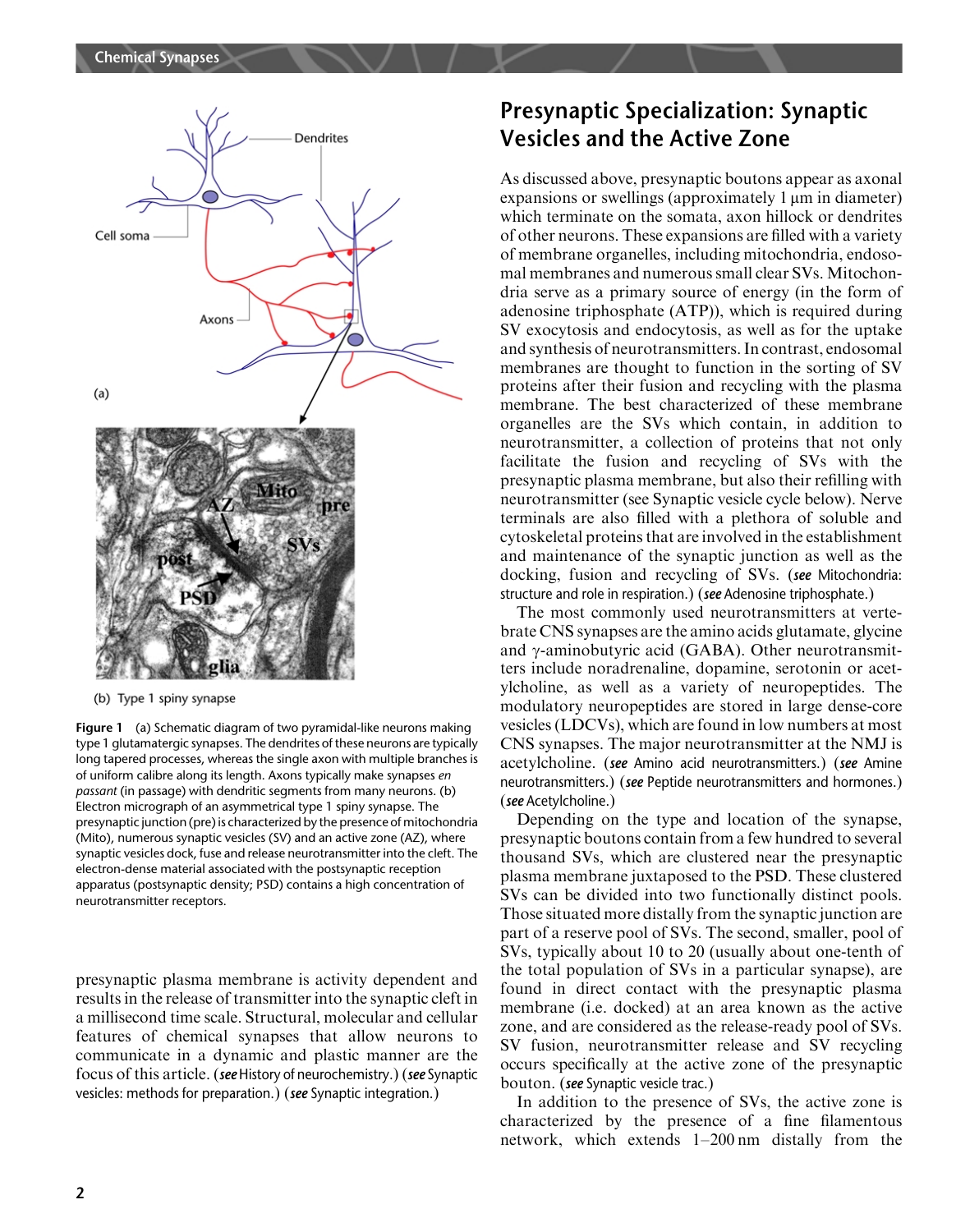Dendrites

Cell soma

Axons

(a)

AZ

Mito

pre

SVs

post

PSD

glia

(b) Type 1 spiny synapse

**Figure 1** (a) Schematic diagram of two pyramidal-like neurons making type 1 glutamatergic synapses. The dendrites of these neurons are typically long tapered processes, whereas the single axon with multiple branches is of uniform calibre along its length. Axons typically make synapses *en passant* (in passage) with dendritic segments from many neurons. (b) Electron micrograph of an asymmetrical type 1 spiny synapse. The presynaptic junction (pre) is characterized by the presence of mitochondria (Mito), numerous synaptic vesicles (SV) and an active zone (AZ), where synaptic vesicles dock, fuse and release neurotransmitter into the cleft. The electron-dense material associated with the postsynaptic reception apparatus (postsynaptic density; PSD) contains a high concentration of neurotransmitter receptors.

presynaptic plasma membrane is activity dependent and results in the release of transmitter into the synaptic cleft in a millisecond time scale. Structural, molecular and cellular features of chemical synapses that allow neurons to communicate in a dynamic and plastic manner are the focus of this article. (***see*** History of neurochemistry.) (***see*** Synaptic vesicles: methods for preparation.) (***see*** Synaptic integration.)

## Presynaptic Specialization: Synaptic Vesicles and the Active Zone

As discussed above, presynaptic boutons appear as axonal expansions or swellings (approximately 1 μm in diameter) which terminate on the somata, axon hillock or dendrites of other neurons. These expansions are filled with a variety of membrane organelles, including mitochondria, endosomal membranes and numerous small clear SVs. Mitochondria serve as a primary source of energy (in the form of adenosine triphosphate (ATP)), which is required during SV exocytosis and endocytosis, as well as for the uptake and synthesis of neurotransmitters. In contrast, endosomal membranes are thought to function in the sorting of SV proteins after their fusion and recycling with the plasma membrane. The best characterized of these membrane organelles are the SVs which contain, in addition to neurotransmitter, a collection of proteins that not only facilitate the fusion and recycling of SVs with the presynaptic plasma membrane, but also their refilling with neurotransmitter (see Synaptic vesicle cycle below). Nerve terminals are also filled with a plethora of soluble and cytoskeletal proteins that are involved in the establishment and maintenance of the synaptic junction as well as the docking, fusion and recycling of SVs. (***see*** Mitochondria: structure and role in respiration.) (***see*** Adenosine triphosphate.)

The most commonly used neurotransmitters at vertebrate CNS synapses are the amino acids glutamate, glycine and γ-aminobutyric acid (GABA). Other neurotransmitters include noradrenaline, dopamine, serotonin or acetylcholine, as well as a variety of neuropeptides. The modulatory neuropeptides are stored in large dense-core vesicles (LDCVs), which are found in low numbers at most CNS synapses. The major neurotransmitter at the NMJ is acetylcholine. (***see*** Amino acid neurotransmitters.) (***see*** Amine neurotransmitters.) (***see*** Peptide neurotransmitters and hormones.) (***see*** Acetylcholine.)

Depending on the type and location of the synapse, presynaptic boutons contain from a few hundred to several thousand SVs, which are clustered near the presynaptic plasma membrane juxtaposed to the PSD. These clustered SVs can be divided into two functionally distinct pools. Those situated more distally from the synaptic junction are part of a reserve pool of SVs. The second, smaller, pool of SVs, typically about 10 to 20 (usually about one-tenth of the total population of SVs in a particular synapse), are found in direct contact with the presynaptic plasma membrane (i.e. docked) at an area known as the active zone, and are considered as the release-ready pool of SVs. SV fusion, neurotransmitter release and SV recycling occurs specifically at the active zone of the presynaptic bouton. (***see*** Synaptic vesicle trac.)

In addition to the presence of SVs, the active zone is characterized by the presence of a fine filamentous network, which extends 1–200 nm distally from the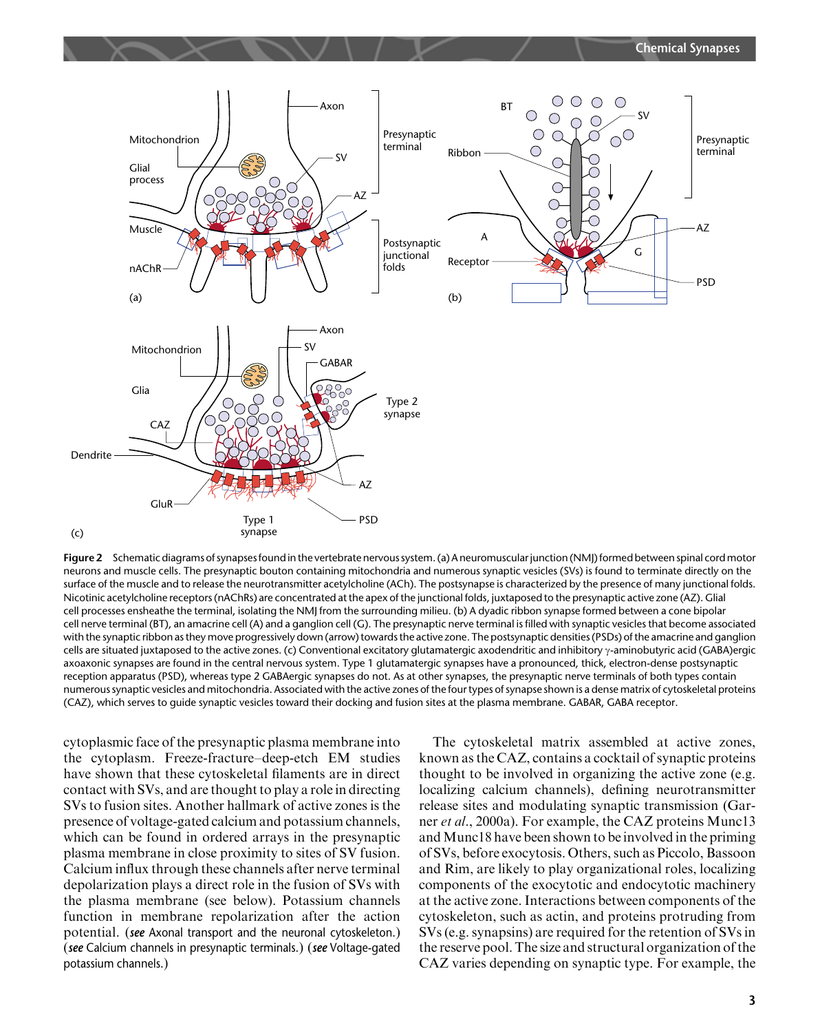**Figure 2** Schematic diagrams of synapses found in the vertebrate nervous system. (a) A neuromuscular junction (NMJ) formed between spinal cord motor neurons and muscle cells. The presynaptic bouton containing mitochondria and numerous synaptic vesicles (SVs) is found to terminate directly on the surface of the muscle and to release the neurotransmitter acetylcholine (ACh). The postsynapse is characterized by the presence of many junctional folds. Nicotinic acetylcholine receptors (nAChRs) are concentrated at the apex of the junctional folds, juxtaposed to the presynaptic active zone (AZ). Glial cell processes ensheathe the terminal, isolating the NMJ from the surrounding milieu. (b) A dyadic ribbon synapse formed between a cone bipolar cell nerve terminal (BT), an amacrine cell (A) and a ganglion cell (G). The presynaptic nerve terminal is filled with synaptic vesicles that become associated with the synaptic ribbon as they move progressively down (arrow) towards the active zone. The postsynaptic densities (PSDs) of the amacrine and ganglion cells are situated juxtaposed to the active zones. (c) Conventional excitatory glutamatergic axodendritic and inhibitory $\gamma$-aminobutyric acid (GABA)ergic axoaxonic synapses are found in the central nervous system. Type 1 glutamatergic synapses have a pronounced, thick, electron-dense postsynaptic reception apparatus (PSD), whereas type 2 GABAergic synapses do not. As at other synapses, the presynaptic nerve terminals of both types contain numerous synaptic vesicles and mitochondria. Associated with the active zones of the four types of synapse shown is a dense matrix of cytoskeletal proteins (CAZ), which serves to guide synaptic vesicles toward their docking and fusion sites at the plasma membrane. GABAR, GABA receptor.

cytoplasmic face of the presynaptic plasma membrane into the cytoplasm. Freeze-fracture–deep-etch EM studies have shown that these cytoskeletal filaments are in direct contact with SVs, and are thought to play a role in directing SVs to fusion sites. Another hallmark of active zones is the presence of voltage-gated calcium and potassium channels, which can be found in ordered arrays in the presynaptic plasma membrane in close proximity to sites of SV fusion. Calcium influx through these channels after nerve terminal depolarization plays a direct role in the fusion of SVs with the plasma membrane (see below). Potassium channels function in membrane repolarization after the action potential. (*see* Axonal transport and the neuronal cytoskeleton.) (*see* Calcium channels in presynaptic terminals.) (*see* Voltage-gated potassium channels.)

The cytoskeletal matrix assembled at active zones, known as the CAZ, contains a cocktail of synaptic proteins thought to be involved in organizing the active zone (e.g. localizing calcium channels), defining neurotransmitter release sites and modulating synaptic transmission (Garner *et al.*, 2000a). For example, the CAZ proteins Munc13 and Munc18 have been shown to be involved in the priming of SVs, before exocytosis. Others, such as Piccolo, Bassoon and Rim, are likely to play organizational roles, localizing components of the exocytotic and endocytotic machinery at the active zone. Interactions between components of the cytoskeleton, such as actin, and proteins protruding from SVs (e.g. synapsins) are required for the retention of SVs in the reserve pool. The size and structural organization of the CAZ varies depending on synaptic type. For example, the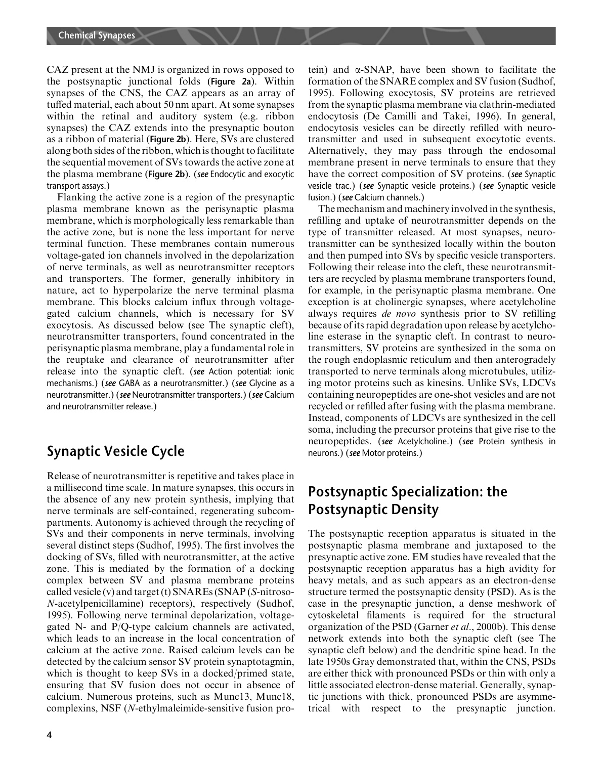CAZ present at the NMJ is organized in rows opposed to the postsynaptic junctional folds (**Figure 2a**). Within synapses of the CNS, the CAZ appears as an array of tuffed material, each about 50 nm apart. At some synapses within the retinal and auditory system (e.g. ribbon synapses) the CAZ extends into the presynaptic bouton as a ribbon of material (**Figure 2b**). Here, SVs are clustered along both sides of the ribbon, which is thought to facilitate the sequential movement of SVs towards the active zone at the plasma membrane (**Figure 2b**). (***see*** Endocytic and exocytic transport assays.)

Flanking the active zone is a region of the presynaptic plasma membrane known as the perisynaptic plasma membrane, which is morphologically less remarkable than the active zone, but is none the less important for nerve terminal function. These membranes contain numerous voltage-gated ion channels involved in the depolarization of nerve terminals, as well as neurotransmitter receptors and transporters. The former, generally inhibitory in nature, act to hyperpolarize the nerve terminal plasma membrane. This blocks calcium influx through voltage-gated calcium channels, which is necessary for SV exocytosis. As discussed below (see The synaptic cleft), neurotransmitter transporters, found concentrated in the perisynaptic plasma membrane, play a fundamental role in the reuptake and clearance of neurotransmitter after release into the synaptic cleft. (***see*** Action potential: ionic mechanisms.) (***see*** GABA as a neurotransmitter.) (***see*** Glycine as a neurotransmitter.) (***see*** Neurotransmitter transporters.) (***see*** Calcium and neurotransmitter release.)

## Synaptic Vesicle Cycle

Release of neurotransmitter is repetitive and takes place in a millisecond time scale. In mature synapses, this occurs in the absence of any new protein synthesis, implying that nerve terminals are self-contained, regenerating subcompartments. Autonomy is achieved through the recycling of SVs and their components in nerve terminals, involving several distinct steps (Sudhof, 1995). The first involves the docking of SVs, filled with neurotransmitter, at the active zone. This is mediated by the formation of a docking complex between SV and plasma membrane proteins called vesicle (v) and target (t) SNAREs (SNAP (*S*-nitroso-*N*-acetylpenicillamine) receptors), respectively (Sudhof, 1995). Following nerve terminal depolarization, voltage-gated N- and P/Q-type calcium channels are activated, which leads to an increase in the local concentration of calcium at the active zone. Raised calcium levels can be detected by the calcium sensor SV protein synaptotagmin, which is thought to keep SVs in a docked/primed state, ensuring that SV fusion does not occur in absence of calcium. Numerous proteins, such as Munc13, Munc18, complexins, NSF (*N*-ethylmaleimide-sensitive fusion protein) and α-SNAP, have been shown to facilitate the formation of the SNARE complex and SV fusion (Sudhof, 1995). Following exocytosis, SV proteins are retrieved from the synaptic plasma membrane via clathrin-mediated endocytosis (De Camilli and Takei, 1996). In general, endocytosis vesicles can be directly refilled with neurotransmitter and used in subsequent exocytotic events. Alternatively, they may pass through the endosomal membrane present in nerve terminals to ensure that they have the correct composition of SV proteins. (***see*** Synaptic vesicle trac.) (***see*** Synaptic vesicle proteins.) (***see*** Synaptic vesicle fusion.) (***see*** Calcium channels.)

The mechanism and machinery involved in the synthesis, refilling and uptake of neurotransmitter depends on the type of transmitter released. At most synapses, neurotransmitter can be synthesized locally within the bouton and then pumped into SVs by specific vesicle transporters. Following their release into the cleft, these neurotransmitters are recycled by plasma membrane transporters found, for example, in the perisynaptic plasma membrane. One exception is at cholinergic synapses, where acetylcholine always requires *de novo* synthesis prior to SV refilling because of its rapid degradation upon release by acetylcholine esterase in the synaptic cleft. In contrast to neurotransmitters, SV proteins are synthesized in the soma on the rough endoplasmic reticulum and then anterogradely transported to nerve terminals along microtubules, utilizing motor proteins such as kinesins. Unlike SVs, LDCVs containing neuropeptides are one-shot vesicles and are not recycled or refilled after fusing with the plasma membrane. Instead, components of LDCVs are synthesized in the cell soma, including the precursor proteins that give rise to the neuropeptides. (***see*** Acetylcholine.) (***see*** Protein synthesis in neurons.) (***see*** Motor proteins.)

## Postsynaptic Specialization: the Postsynaptic Density

The postsynaptic reception apparatus is situated in the postsynaptic plasma membrane and juxtaposed to the presynaptic active zone. EM studies have revealed that the postsynaptic reception apparatus has a high avidity for heavy metals, and as such appears as an electron-dense structure termed the postsynaptic density (PSD). As is the case in the presynaptic junction, a dense meshwork of cytoskeletal filaments is required for the structural organization of the PSD (Garner *et al.*, 2000b). This dense network extends into both the synaptic cleft (see The synaptic cleft below) and the dendritic spine head. In the late 1950s Gray demonstrated that, within the CNS, PSDs are either thick with pronounced PSDs or thin with only a little associated electron-dense material. Generally, synaptic junctions with thick, pronounced PSDs are asymmetrical with respect to the presynaptic junction.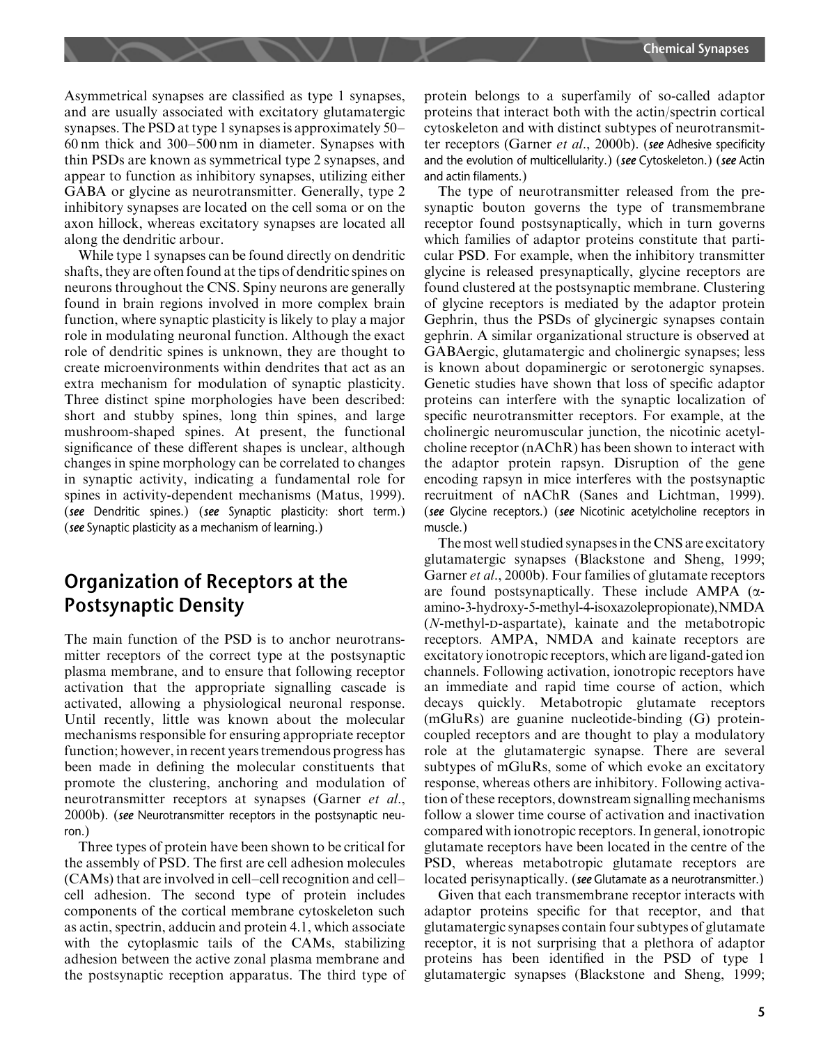Asymmetrical synapses are classified as type 1 synapses, and are usually associated with excitatory glutamatergic synapses. The PSD at type 1 synapses is approximately 50–60 nm thick and 300–500 nm in diameter. Synapses with thin PSDs are known as symmetrical type 2 synapses, and appear to function as inhibitory synapses, utilizing either GABA or glycine as neurotransmitter. Generally, type 2 inhibitory synapses are located on the cell soma or on the axon hillock, whereas excitatory synapses are located all along the dendritic arbour.

While type 1 synapses can be found directly on dendritic shafts, they are often found at the tips of dendritic spines on neurons throughout the CNS. Spiny neurons are generally found in brain regions involved in more complex brain function, where synaptic plasticity is likely to play a major role in modulating neuronal function. Although the exact role of dendritic spines is unknown, they are thought to create microenvironments within dendrites that act as an extra mechanism for modulation of synaptic plasticity. Three distinct spine morphologies have been described: short and stubby spines, long thin spines, and large mushroom-shaped spines. At present, the functional significance of these different shapes is unclear, although changes in spine morphology can be correlated to changes in synaptic activity, indicating a fundamental role for spines in activity-dependent mechanisms (Matus, 1999). (*see* Dendritic spines.) (*see* Synaptic plasticity: short term.) (*see* Synaptic plasticity as a mechanism of learning.)

## Organization of Receptors at the Postsynaptic Density

The main function of the PSD is to anchor neurotransmitter receptors of the correct type at the postsynaptic plasma membrane, and to ensure that following receptor activation that the appropriate signalling cascade is activated, allowing a physiological neuronal response. Until recently, little was known about the molecular mechanisms responsible for ensuring appropriate receptor function; however, in recent years tremendous progress has been made in defining the molecular constituents that promote the clustering, anchoring and modulation of neurotransmitter receptors at synapses (Garner *et al.*, 2000b). (*see* Neurotransmitter receptors in the postsynaptic neuron.)

Three types of protein have been shown to be critical for the assembly of PSD. The first are cell adhesion molecules (CAMs) that are involved in cell–cell recognition and cell–cell adhesion. The second type of protein includes components of the cortical membrane cytoskeleton such as actin, spectrin, adducin and protein 4.1, which associate with the cytoplasmic tails of the CAMs, stabilizing adhesion between the active zonal plasma membrane and the postsynaptic reception apparatus. The third type of protein belongs to a superfamily of so-called adaptor proteins that interact both with the actin/spectrin cortical cytoskeleton and with distinct subtypes of neurotransmitter receptors (Garner *et al.*, 2000b). (*see* Adhesive specificity and the evolution of multicellularity.) (*see* Cytoskeleton.) (*see* Actin and actin filaments.)

The type of neurotransmitter released from the presynaptic bouton governs the type of transmembrane receptor found postsynaptically, which in turn governs which families of adaptor proteins constitute that particular PSD. For example, when the inhibitory transmitter glycine is released presynaptically, glycine receptors are found clustered at the postsynaptic membrane. Clustering of glycine receptors is mediated by the adaptor protein Gephrin, thus the PSDs of glycinergic synapses contain gephrin. A similar organizational structure is observed at GABAergic, glutamatergic and cholinergic synapses; less is known about dopaminergic or serotonergic synapses. Genetic studies have shown that loss of specific adaptor proteins can interfere with the synaptic localization of specific neurotransmitter receptors. For example, at the cholinergic neuromuscular junction, the nicotinic acetylcholine receptor (nAChR) has been shown to interact with the adaptor protein rapsyn. Disruption of the gene encoding rapsyn in mice interferes with the postsynaptic recruitment of nAChR (Sanes and Lichtman, 1999). (*see* Glycine receptors.) (*see* Nicotinic acetylcholine receptors in muscle.)

The most well studied synapses in the CNS are excitatory glutamatergic synapses (Blackstone and Sheng, 1999; Garner *et al.*, 2000b). Four families of glutamate receptors are found postsynaptically. These include AMPA ($\alpha$-amino-3-hydroxy-5-methyl-4-isoxazolepropionate), NMDA (*N*-methyl-D-aspartate), kainate and the metabotropic receptors. AMPA, NMDA and kainate receptors are excitatory ionotropic receptors, which are ligand-gated ion channels. Following activation, ionotropic receptors have an immediate and rapid time course of action, which decays quickly. Metabotropic glutamate receptors (mGluRs) are guanine nucleotide-binding (G) protein-coupled receptors and are thought to play a modulatory role at the glutamatergic synapse. There are several subtypes of mGluRs, some of which evoke an excitatory response, whereas others are inhibitory. Following activation of these receptors, downstream signalling mechanisms follow a slower time course of activation and inactivation compared with ionotropic receptors. In general, ionotropic glutamate receptors have been located in the centre of the PSD, whereas metabotropic glutamate receptors are located perisynaptically. (*see* Glutamate as a neurotransmitter.)

Given that each transmembrane receptor interacts with adaptor proteins specific for that receptor, and that glutamatergic synapses contain four subtypes of glutamate receptor, it is not surprising that a plethora of adaptor proteins has been identified in the PSD of type 1 glutamatergic synapses (Blackstone and Sheng, 1999;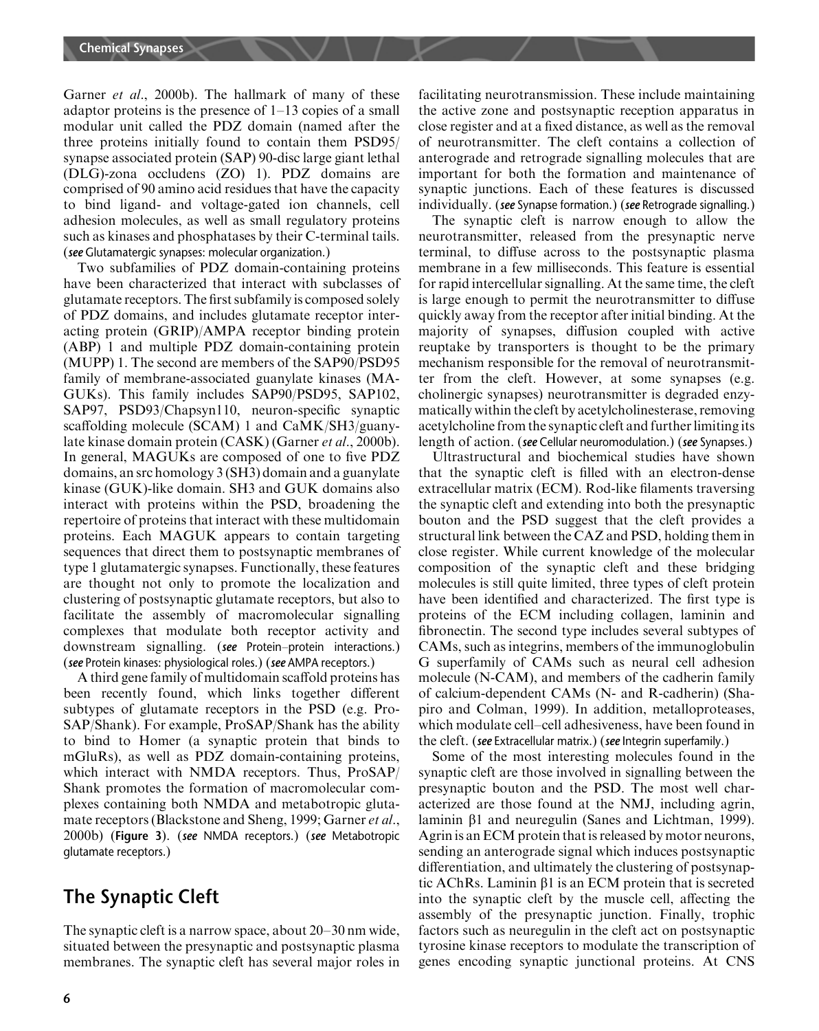Garner *et al*., 2000b). The hallmark of many of these adaptor proteins is the presence of 1–13 copies of a small modular unit called the PDZ domain (named after the three proteins initially found to contain them PSD95/synapse associated protein (SAP) 90-disc large giant lethal (DLG)-zona occludens (ZO) 1). PDZ domains are comprised of 90 amino acid residues that have the capacity to bind ligand- and voltage-gated ion channels, cell adhesion molecules, as well as small regulatory proteins such as kinases and phosphatases by their C-terminal tails. (***see*** Glutamatergic synapses: molecular organization.)

Two subfamilies of PDZ domain-containing proteins have been characterized that interact with subclasses of glutamate receptors. The first subfamily is composed solely of PDZ domains, and includes glutamate receptor interacting protein (GRIP)/AMPA receptor binding protein (ABP) 1 and multiple PDZ domain-containing protein (MUPP) 1. The second are members of the SAP90/PSD95 family of membrane-associated guanylate kinases (MAGUKs). This family includes SAP90/PSD95, SAP102, SAP97, PSD93/Chapsyn110, neuron-specific synaptic scaffolding molecule (SCAM) 1 and CaMK/SH3/guanylate kinase domain protein (CASK) (Garner *et al*., 2000b). In general, MAGUKs are composed of one to five PDZ domains, an src homology 3 (SH3) domain and a guanylate kinase (GUK)-like domain. SH3 and GUK domains also interact with proteins within the PSD, broadening the repertoire of proteins that interact with these multidomain proteins. Each MAGUK appears to contain targeting sequences that direct them to postsynaptic membranes of type 1 glutamatergic synapses. Functionally, these features are thought not only to promote the localization and clustering of postsynaptic glutamate receptors, but also to facilitate the assembly of macromolecular signalling complexes that modulate both receptor activity and downstream signalling. (***see*** Protein–protein interactions.) (***see*** Protein kinases: physiological roles.) (***see*** AMPA receptors.)

A third gene family of multidomain scaffold proteins has been recently found, which links together different subtypes of glutamate receptors in the PSD (e.g. ProSAP/Shank). For example, ProSAP/Shank has the ability to bind to Homer (a synaptic protein that binds to mGluRs), as well as PDZ domain-containing proteins, which interact with NMDA receptors. Thus, ProSAP/Shank promotes the formation of macromolecular complexes containing both NMDA and metabotropic glutamate receptors (Blackstone and Sheng, 1999; Garner *et al*., 2000b) (**Figure 3**). (***see*** NMDA receptors.) (***see*** Metabotropic glutamate receptors.)

## The Synaptic Cleft

The synaptic cleft is a narrow space, about 20–30 nm wide, situated between the presynaptic and postsynaptic plasma membranes. The synaptic cleft has several major roles in facilitating neurotransmission. These include maintaining the active zone and postsynaptic reception apparatus in close register and at a fixed distance, as well as the removal of neurotransmitter. The cleft contains a collection of anterograde and retrograde signalling molecules that are important for both the formation and maintenance of synaptic junctions. Each of these features is discussed individually. (***see*** Synapse formation.) (***see*** Retrograde signalling.)

The synaptic cleft is narrow enough to allow the neurotransmitter, released from the presynaptic nerve terminal, to diffuse across to the postsynaptic plasma membrane in a few milliseconds. This feature is essential for rapid intercellular signalling. At the same time, the cleft is large enough to permit the neurotransmitter to diffuse quickly away from the receptor after initial binding. At the majority of synapses, diffusion coupled with active reuptake by transporters is thought to be the primary mechanism responsible for the removal of neurotransmitter from the cleft. However, at some synapses (e.g. cholinergic synapses) neurotransmitter is degraded enzymatically within the cleft by acetylcholinesterase, removing acetylcholine from the synaptic cleft and further limiting its length of action. (***see*** Cellular neuromodulation.) (***see*** Synapses.)

Ultrastructural and biochemical studies have shown that the synaptic cleft is filled with an electron-dense extracellular matrix (ECM). Rod-like filaments traversing the synaptic cleft and extending into both the presynaptic bouton and the PSD suggest that the cleft provides a structural link between the CAZ and PSD, holding them in close register. While current knowledge of the molecular composition of the synaptic cleft and these bridging molecules is still quite limited, three types of cleft protein have been identified and characterized. The first type is proteins of the ECM including collagen, laminin and fibronectin. The second type includes several subtypes of CAMs, such as integrins, members of the immunoglobulin G superfamily of CAMs such as neural cell adhesion molecule (N-CAM), and members of the cadherin family of calcium-dependent CAMs (N- and R-cadherin) (Shapiro and Colman, 1999). In addition, metalloproteases, which modulate cell–cell adhesiveness, have been found in the cleft. (***see*** Extracellular matrix.) (***see*** Integrin superfamily.)

Some of the most interesting molecules found in the synaptic cleft are those involved in signalling between the presynaptic bouton and the PSD. The most well characterized are those found at the NMJ, including agrin, laminin β1 and neuregulin (Sanes and Lichtman, 1999). Agrin is an ECM protein that is released by motor neurons, sending an anterograde signal which induces postsynaptic differentiation, and ultimately the clustering of postsynaptic AChRs. Laminin β1 is an ECM protein that is secreted into the synaptic cleft by the muscle cell, affecting the assembly of the presynaptic junction. Finally, trophic factors such as neuregulin in the cleft act on postsynaptic tyrosine kinase receptors to modulate the transcription of genes encoding synaptic junctional proteins. At CNS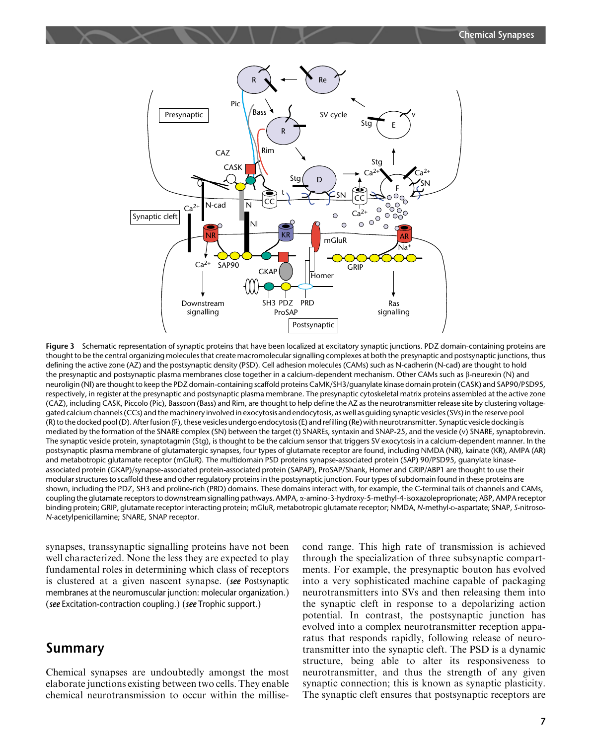**Figure 3** Schematic representation of synaptic proteins that have been localized at excitatory synaptic junctions. PDZ domain-containing proteins are thought to be the central organizing molecules that create macromolecular signalling complexes at both the presynaptic and postsynaptic junctions, thus defining the active zone (AZ) and the postsynaptic density (PSD). Cell adhesion molecules (CAMs) such as N-cadherin (N-cad) are thought to hold the presynaptic and postsynaptic plasma membranes close together in a calcium-dependent mechanism. Other CAMs such as β-neurexin (N) and neuroligin (Nl) are thought to keep the PDZ domain-containing scaffold proteins CaMK/SH3/guanylate kinase domain protein (CASK) and SAP90/PSD95, respectively, in register at the presynaptic and postsynaptic plasma membrane. The presynaptic cytoskeletal matrix proteins assembled at the active zone (CAZ), including CASK, Piccolo (Pic), Bassoon (Bass) and Rim, are thought to help define the AZ as the neurotransmitter release site by clustering voltage-gated calcium channels (CCs) and the machinery involved in exocytosis and endocytosis, as well as guiding synaptic vesicles (SVs) in the reserve pool (R) to the docked pool (D). After fusion (F), these vesicles undergo endocytosis (E) and refilling (Re) with neurotransmitter. Synaptic vesicle docking is mediated by the formation of the SNARE complex (SN) between the target (t) SNAREs, syntaxin and SNAP-25, and the vesicle (v) SNARE, synaptobrevin. The synaptic vesicle protein, synaptotagmin (Stg), is thought to be the calcium sensor that triggers SV exocytosis in a calcium-dependent manner. In the postsynaptic plasma membrane of glutamatergic synapses, four types of glutamate receptor are found, including NMDA (NR), kainate (KR), AMPA (AR) and metabotropic glutamate receptor (mGluR). The multidomain PSD proteins synapse-associated protein (SAP) 90/PSD95, guanylate kinase-associated protein (GKAP)/synapse-associated protein-associated protein (SAPAP), ProSAP/Shank, Homer and GRIP/ABP1 are thought to use their modular structures to scaffold these and other regulatory proteins in the postsynaptic junction. Four types of subdomain found in these proteins are shown, including the PDZ, SH3 and proline-rich (PRD) domains. These domains interact with, for example, the C-terminal tails of channels and CAMs, coupling the glutamate receptors to downstream signalling pathways. AMPA, α-amino-3-hydroxy-5-methyl-4-isoxazoleproprionate; ABP, AMPA receptor binding protein; GRIP, glutamate receptor interacting protein; mGluR, metabotropic glutamate receptor; NMDA, *N*-methyl-D-aspartate; SNAP, *S*-nitroso-*N*-acetylpenicillamine; SNARE, SNAP receptor.

synapses, transsynaptic signalling proteins have not been well characterized. None the less they are expected to play fundamental roles in determining which class of receptors is clustered at a given nascent synapse. (***see*** Postsynaptic membranes at the neuromuscular junction: molecular organization.) (***see*** Excitation-contraction coupling.) (***see*** Trophic support.)

## Summary

Chemical synapses are undoubtedly amongst the most elaborate junctions existing between two cells. They enable chemical neurotransmission to occur within the millisecond range. This high rate of transmission is achieved through the specialization of three subsynaptic compartments. For example, the presynaptic bouton has evolved into a very sophisticated machine capable of packaging neurotransmitters into SVs and then releasing them into the synaptic cleft in response to a depolarizing action potential. In contrast, the postsynaptic junction has evolved into a complex neurotransmitter reception apparatus that responds rapidly, following release of neurotransmitter into the synaptic cleft. The PSD is a dynamic structure, being able to alter its responsiveness to neurotransmitter, and thus the strength of any given synaptic connection; this is known as synaptic plasticity. The synaptic cleft ensures that postsynaptic receptors are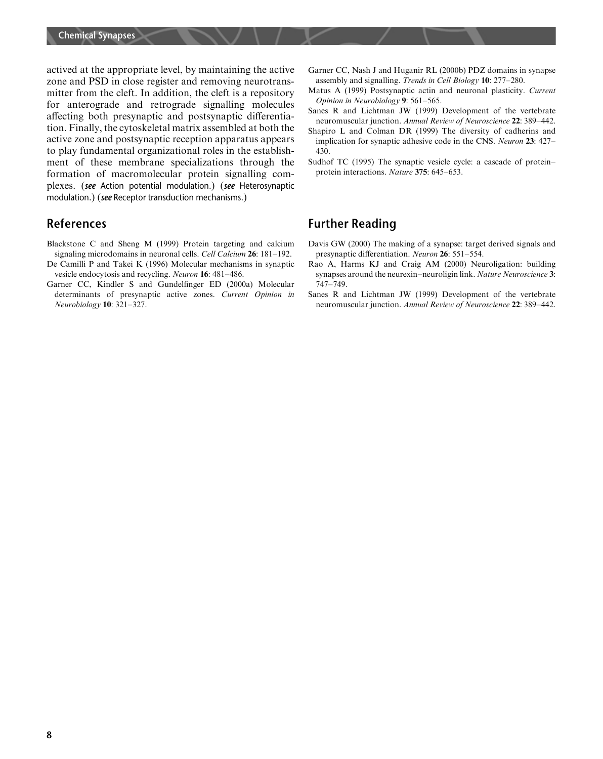actived at the appropriate level, by maintaining the active zone and PSD in close register and removing neurotransmitter from the cleft. In addition, the cleft is a repository for anterograde and retrograde signalling molecules affecting both presynaptic and postsynaptic differentiation. Finally, the cytoskeletal matrix assembled at both the active zone and postsynaptic reception apparatus appears to play fundamental organizational roles in the establishment of these membrane specializations through the formation of macromolecular protein signalling complexes. (***see*** Action potential modulation.) (***see*** Heterosynaptic modulation.) (***see*** Receptor transduction mechanisms.)

## References

Blackstone C and Sheng M (1999) Protein targeting and calcium signaling microdomains in neuronal cells. *Cell Calcium* **26**: 181–192.

De Camilli P and Takei K (1996) Molecular mechanisms in synaptic vesicle endocytosis and recycling. *Neuron* **16**: 481–486.

Garner CC, Kindler S and Gundelfinger ED (2000a) Molecular determinants of presynaptic active zones. *Current Opinion in Neurobiology* **10**: 321–327.

Garner CC, Nash J and Huganir RL (2000b) PDZ domains in synapse assembly and signalling. *Trends in Cell Biology* **10**: 277–280.

Matus A (1999) Postsynaptic actin and neuronal plasticity. *Current Opinion in Neurobiology* **9**: 561–565.

Sanes R and Lichtman JW (1999) Development of the vertebrate neuromuscular junction. *Annual Review of Neuroscience* **22**: 389–442.

Shapiro L and Colman DR (1999) The diversity of cadherins and implication for synaptic adhesive code in the CNS. *Neuron* **23**: 427–430.

Sudhof TC (1995) The synaptic vesicle cycle: a cascade of protein–protein interactions. *Nature* **375**: 645–653.

## Further Reading

Davis GW (2000) The making of a synapse: target derived signals and presynaptic differentiation. *Neuron* **26**: 551–554.

Rao A, Harms KJ and Craig AM (2000) Neuroligation: building synapses around the neurexin–neuroligin link. *Nature Neuroscience* **3**: 747–749.

Sanes R and Lichtman JW (1999) Development of the vertebrate neuromuscular junction. *Annual Review of Neuroscience* **22**: 389–442.